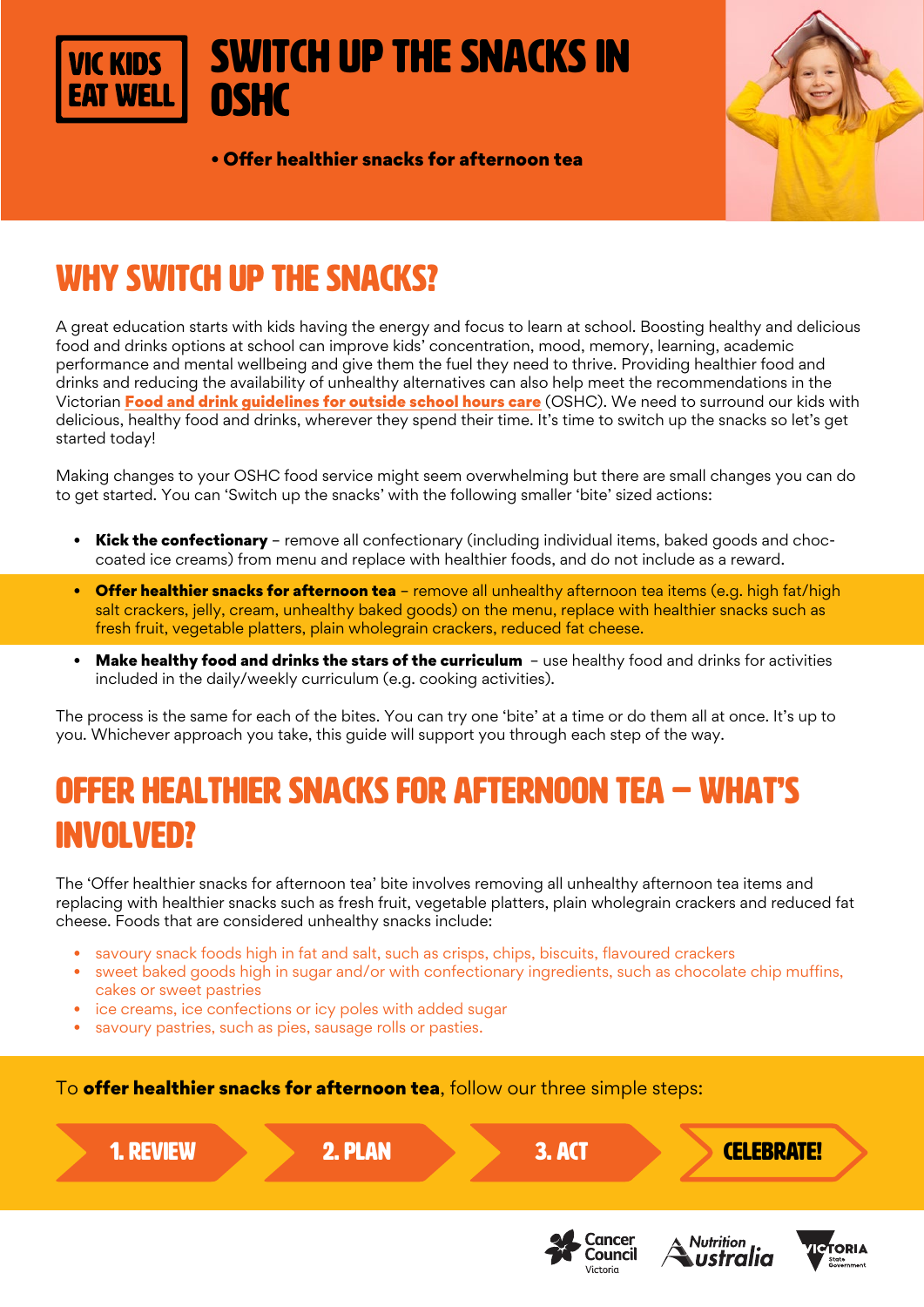VIC KIDS EAT WELL

# SWITCH UP THE SNACKS IN OSHC

• **Offer healthier snacks for afternoon tea**

## WHY SWITCH UP THE SNACKS?

A great education starts with kids having the energy and focus to learn at school. Boosting healthy and delicious food and drinks options at school can improve kids' concentration, mood, memory, learning, academic performance and mental wellbeing and give them the fuel they need to thrive. Providing healthier food and drinks and reducing the availability of unhealthy alternatives can also help meet the recommendations in the Victorian **Food and drink guidelines for outside school hours care** (OSHC). We need to surround our kids with delicious, healthy food and drinks, wherever they spend their time. It's time to switch up the snacks so let's get started today!

Making changes to your OSHC food service might seem overwhelming but there are small changes you can do to get started. You can 'Switch up the snacks' with the following smaller 'bite' sized actions:

- **Kick the confectionary** – remove all confectionary (including individual items, baked goods and choc-coated ice creams) from menu and replace with healthier foods, and do not include as a reward.
- **Offer healthier snacks for afternoon tea** – remove all unhealthy afternoon tea items (e.g. high fat/high salt crackers, jelly, cream, unhealthy baked goods) on the menu, replace with healthier snacks such as fresh fruit, vegetable platters, plain wholegrain crackers, reduced fat cheese.
- **Make healthy food and drinks the stars of the curriculum** – use healthy food and drinks for activities included in the daily/weekly curriculum (e.g. cooking activities).

The process is the same for each of the bites. You can try one 'bite' at a time or do them all at once. It's up to you. Whichever approach you take, this guide will support you through each step of the way.

## OFFER HEALTHIER SNACKS FOR AFTERNOON TEA – WHAT'S INVOLVED?

The 'Offer healthier snacks for afternoon tea' bite involves removing all unhealthy afternoon tea items and replacing with healthier snacks such as fresh fruit, vegetable platters, plain wholegrain crackers and reduced fat cheese. Foods that are considered unhealthy snacks include:

- savoury snack foods high in fat and salt, such as crisps, chips, biscuits, flavoured crackers
- sweet baked goods high in sugar and/or with confectionary ingredients, such as chocolate chip muffins, cakes or sweet pastries
- ice creams, ice confections or icy poles with added sugar
- savoury pastries, such as pies, sausage rolls or pasties.

To **offer healthier snacks for afternoon tea**, follow our three simple steps:

1. REVIEW → 2. PLAN → 3. ACT → CELEBRATE!

Cancer Council Victoria | Nutrition Australia | Victoria State Government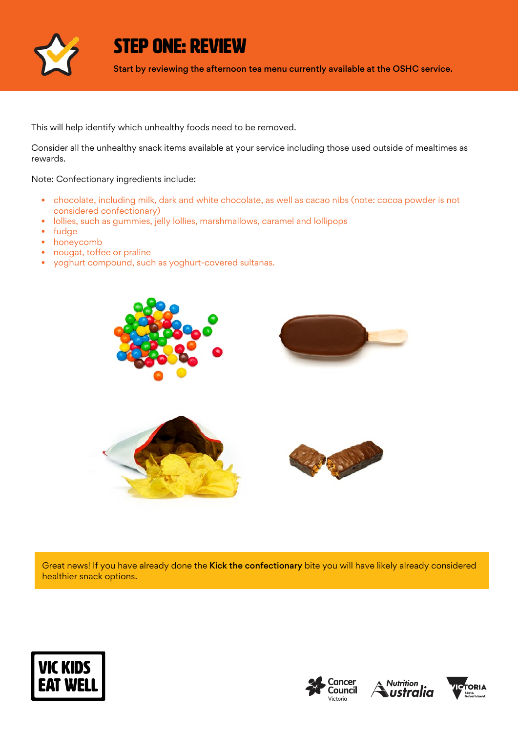# STEP ONE: REVIEW

**Start by reviewing the afternoon tea menu currently available at the OSHC service.**

This will help identify which unhealthy foods need to be removed.

Consider all the unhealthy snack items available at your service including those used outside of mealtimes as rewards.

Note: Confectionary ingredients include:

- chocolate, including milk, dark and white chocolate, as well as cacao nibs (note: cocoa powder is not considered confectionary)
- lollies, such as gummies, jelly lollies, marshmallows, caramel and lollipops
- fudge
- honeycomb
- nougat, toffee or praline
- yoghurt compound, such as yoghurt-covered sultanas.

Great news! If you have already done the **Kick the confectionary** bite you will have likely already considered healthier snack options.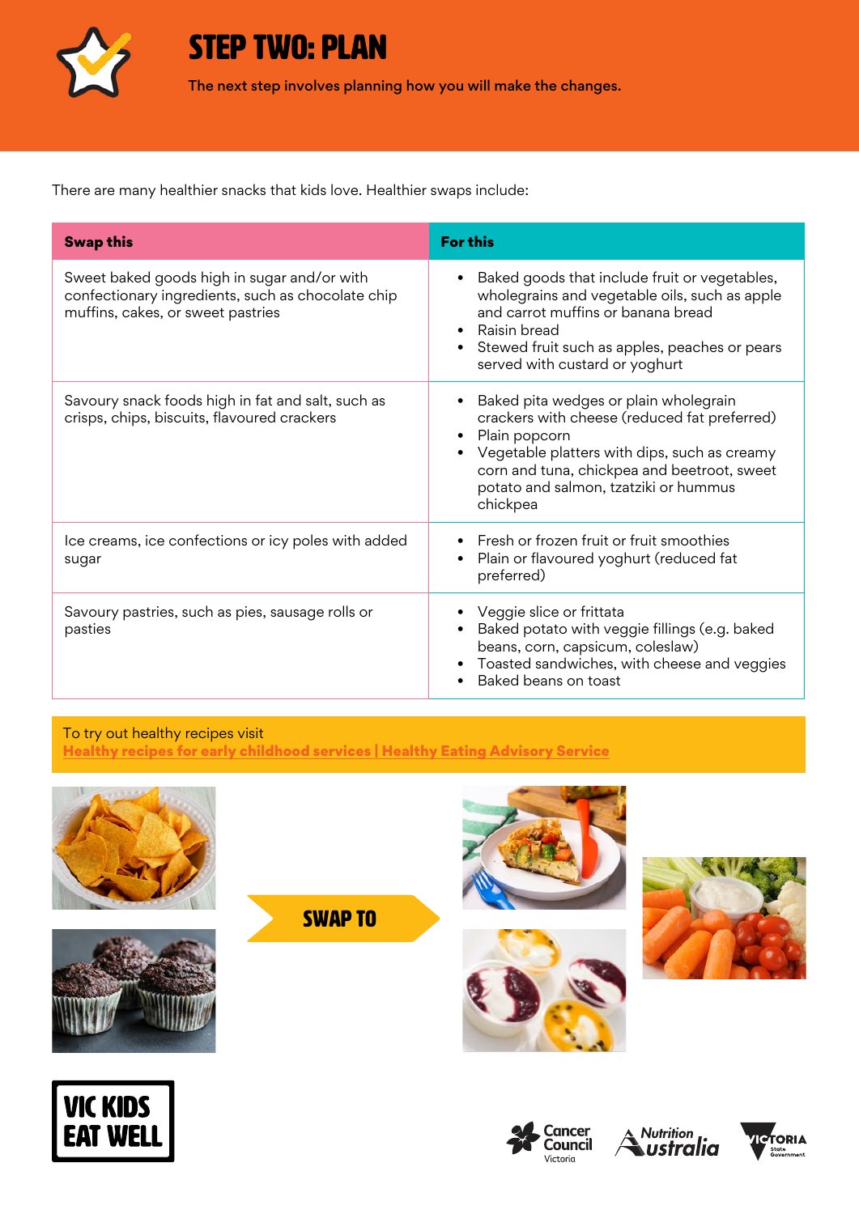# STEP TWO: PLAN

The next step involves planning how you will make the changes.

There are many healthier snacks that kids love. Healthier swaps include:

| Swap this | For this |
|---|---|
| Sweet baked goods high in sugar and/or with confectionary ingredients, such as chocolate chip muffins, cakes, or sweet pastries | • Baked goods that include fruit or vegetables, wholegrains and vegetable oils, such as apple and carrot muffins or banana bread<br>• Raisin bread<br>• Stewed fruit such as apples, peaches or pears served with custard or yoghurt |
| Savoury snack foods high in fat and salt, such as crisps, chips, biscuits, flavoured crackers | • Baked pita wedges or plain wholegrain crackers with cheese (reduced fat preferred)<br>• Plain popcorn<br>• Vegetable platters with dips, such as creamy corn and tuna, chickpea and beetroot, sweet potato and salmon, tzatziki or hummus chickpea |
| Ice creams, ice confections or icy poles with added sugar | • Fresh or frozen fruit or fruit smoothies<br>• Plain or flavoured yoghurt (reduced fat preferred) |
| Savoury pastries, such as pies, sausage rolls or pasties | • Veggie slice or frittata<br>• Baked potato with veggie fillings (e.g. baked beans, corn, capsicum, coleslaw)<br>• Toasted sandwiches, with cheese and veggies<br>• Baked beans on toast |

To try out healthy recipes visit
**Healthy recipes for early childhood services | Healthy Eating Advisory Service**

SWAP TO

VIC KIDS EAT WELL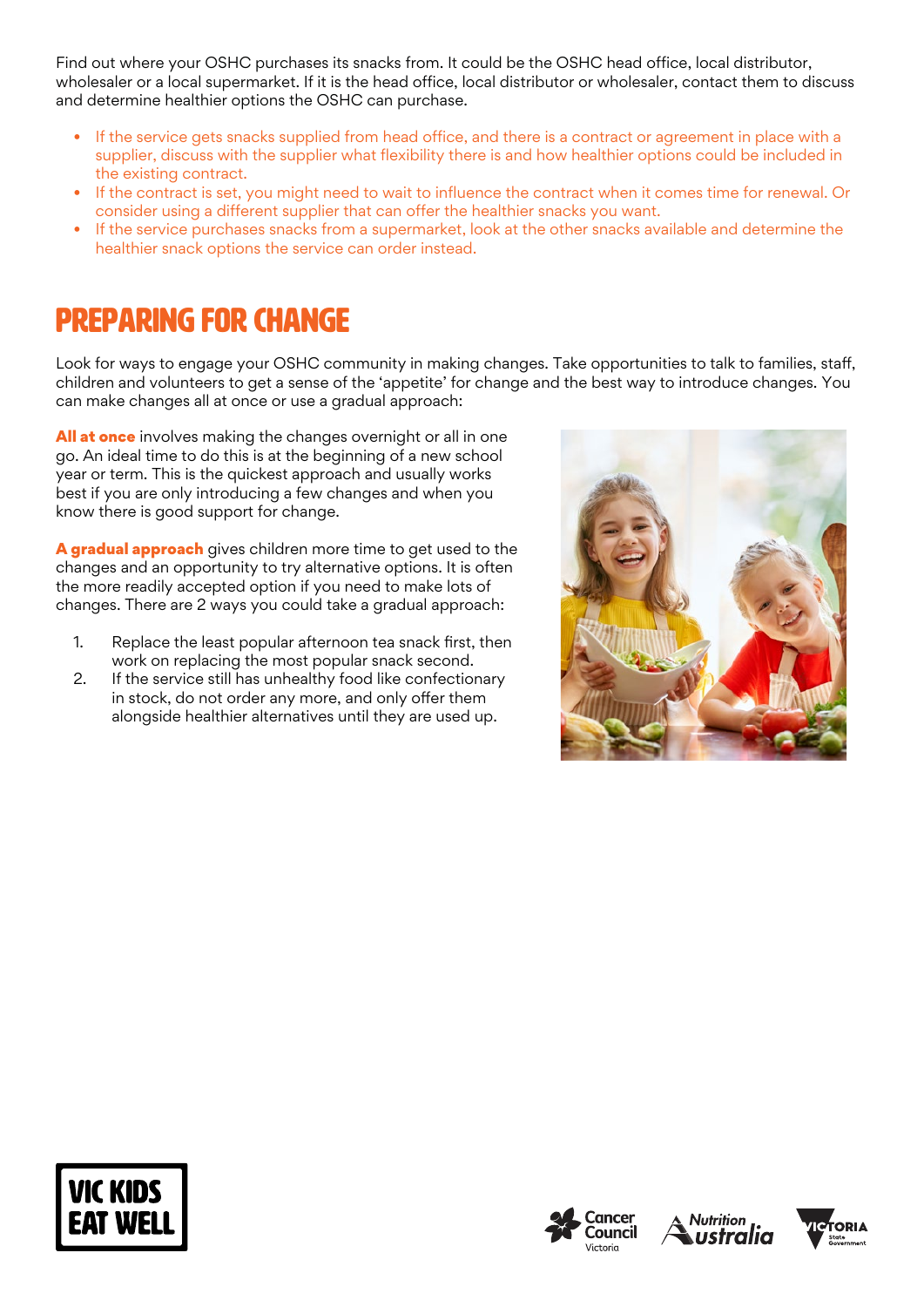Find out where your OSHC purchases its snacks from. It could be the OSHC head office, local distributor, wholesaler or a local supermarket. If it is the head office, local distributor or wholesaler, contact them to discuss and determine healthier options the OSHC can purchase.

- If the service gets snacks supplied from head office, and there is a contract or agreement in place with a supplier, discuss with the supplier what flexibility there is and how healthier options could be included in the existing contract.
- If the contract is set, you might need to wait to influence the contract when it comes time for renewal. Or consider using a different supplier that can offer the healthier snacks you want.
- If the service purchases snacks from a supermarket, look at the other snacks available and determine the healthier snack options the service can order instead.

## PREPARING FOR CHANGE

Look for ways to engage your OSHC community in making changes. Take opportunities to talk to families, staff, children and volunteers to get a sense of the 'appetite' for change and the best way to introduce changes. You can make changes all at once or use a gradual approach:

**All at once** involves making the changes overnight or all in one go. An ideal time to do this is at the beginning of a new school year or term. This is the quickest approach and usually works best if you are only introducing a few changes and when you know there is good support for change.

**A gradual approach** gives children more time to get used to the changes and an opportunity to try alternative options. It is often the more readily accepted option if you need to make lots of changes. There are 2 ways you could take a gradual approach:

1. Replace the least popular afternoon tea snack first, then work on replacing the most popular snack second.
2. If the service still has unhealthy food like confectionary in stock, do not order any more, and only offer them alongside healthier alternatives until they are used up.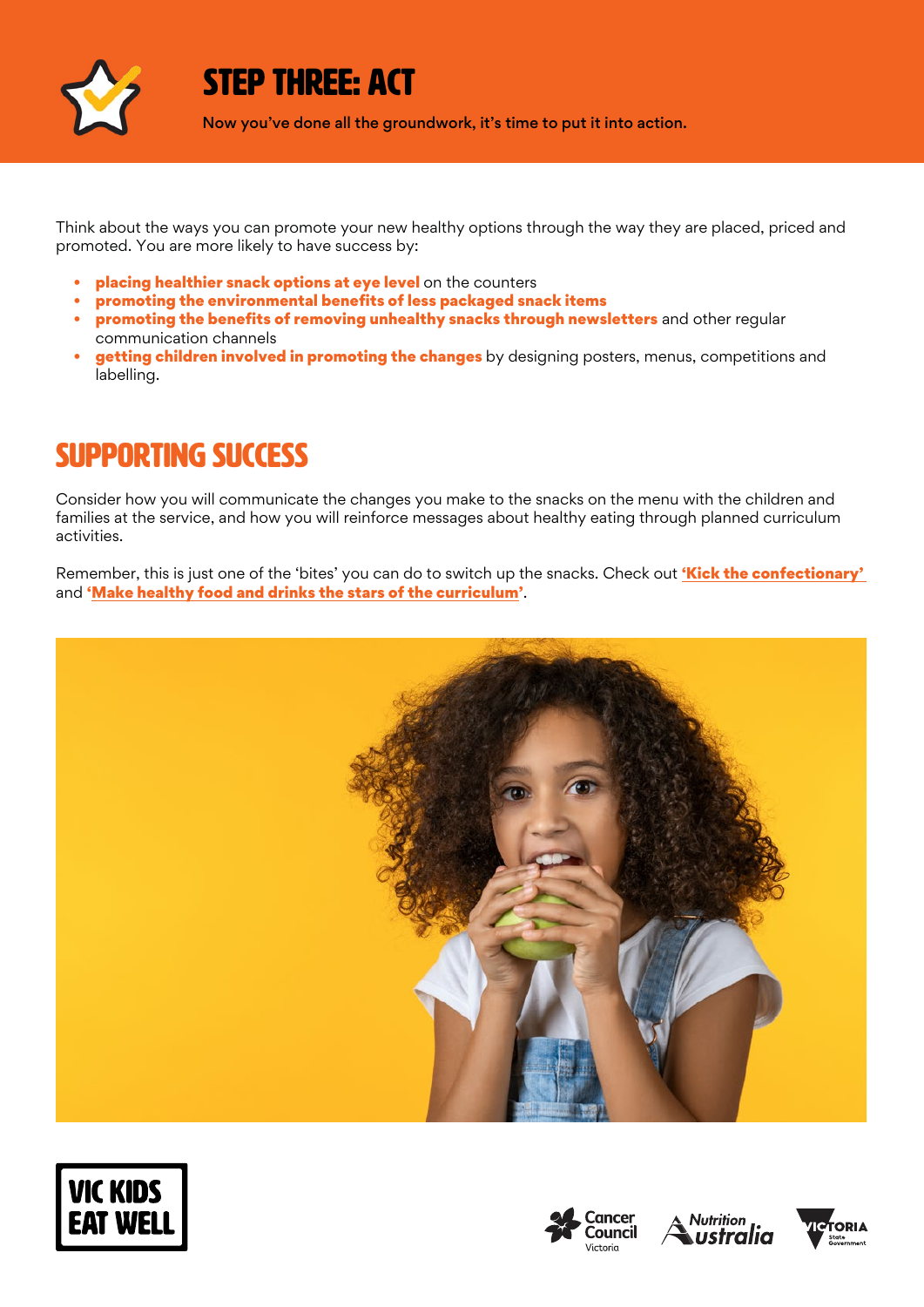# STEP THREE: ACT

**Now you've done all the groundwork, it's time to put it into action.**

Think about the ways you can promote your new healthy options through the way they are placed, priced and promoted. You are more likely to have success by:

- **placing healthier snack options at eye level** on the counters
- **promoting the environmental benefits of less packaged snack items**
- **promoting the benefits of removing unhealthy snacks through newsletters** and other regular communication channels
- **getting children involved in promoting the changes** by designing posters, menus, competitions and labelling.

## SUPPORTING SUCCESS

Consider how you will communicate the changes you make to the snacks on the menu with the children and families at the service, and how you will reinforce messages about healthy eating through planned curriculum activities.

Remember, this is just one of the 'bites' you can do to switch up the snacks. Check out **'Kick the confectionary'** and **'Make healthy food and drinks the stars of the curriculum'**.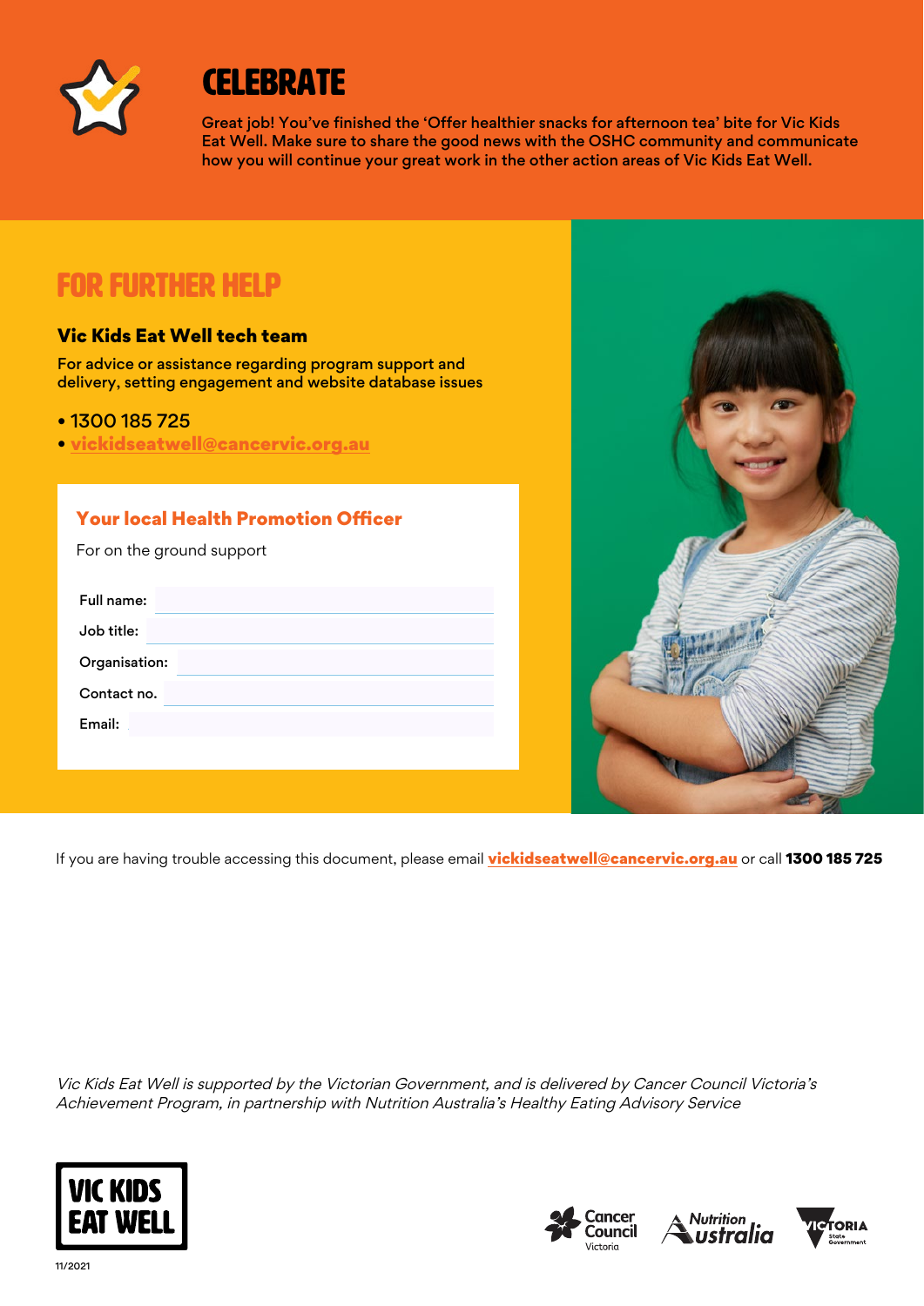# CELEBRATE

Great job! You've finished the 'Offer healthier snacks for afternoon tea' bite for Vic Kids Eat Well. Make sure to share the good news with the OSHC community and communicate how you will continue your great work in the other action areas of Vic Kids Eat Well.

## FOR FURTHER HELP

### Vic Kids Eat Well tech team

For advice or assistance regarding program support and delivery, setting engagement and website database issues

- 1300 185 725
- vickidseatwell@cancervic.org.au

### Your local Health Promotion Officer

For on the ground support

Full name:

Job title:

Organisation:

Contact no.

Email:

If you are having trouble accessing this document, please email **vickidseatwell@cancervic.org.au** or call **1300 185 725**

*Vic Kids Eat Well is supported by the Victorian Government, and is delivered by Cancer Council Victoria's Achievement Program, in partnership with Nutrition Australia's Healthy Eating Advisory Service*

VIC KIDS EAT WELL

Cancer Council Victoria

Nutrition Australia

VICTORIA State Government

11/2021